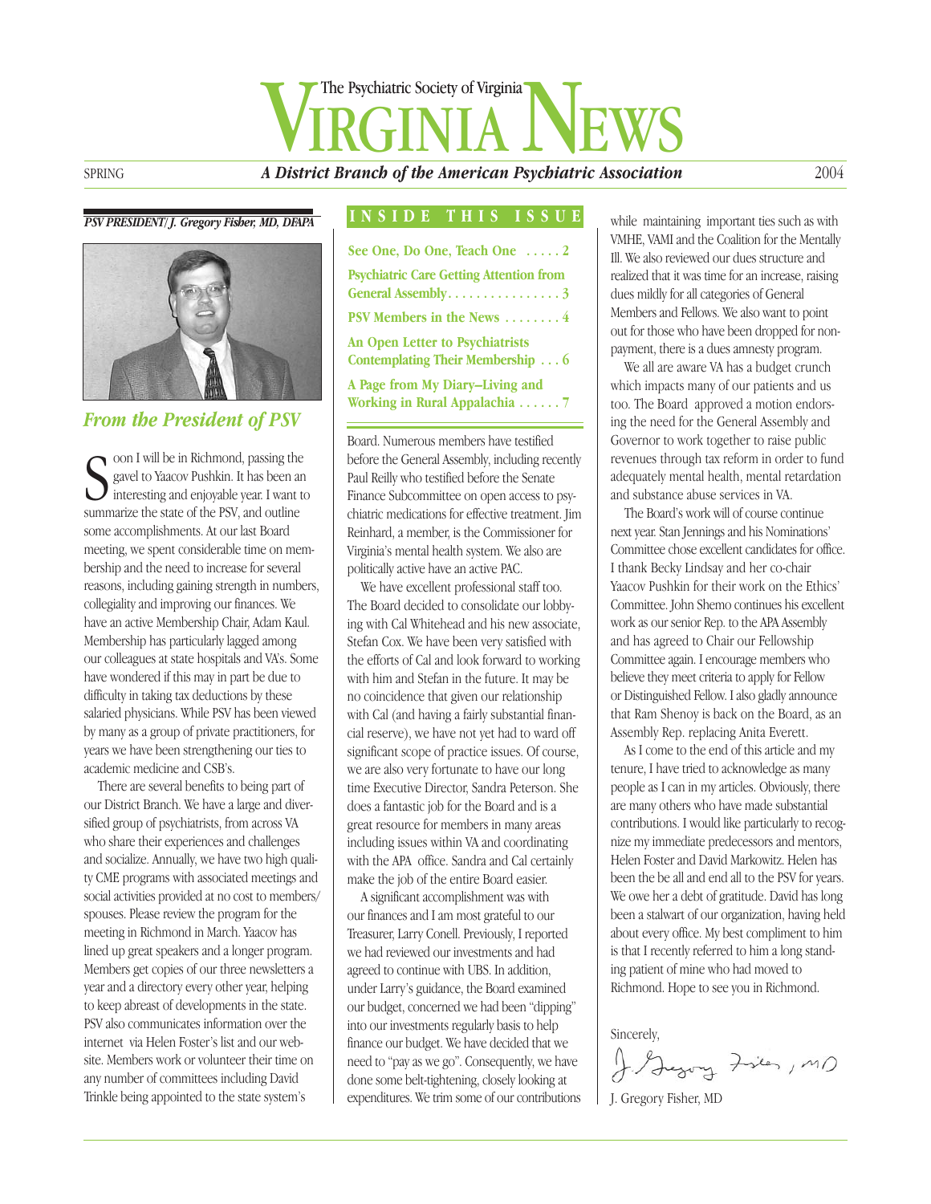# The Psychiatric Society of Virginia VIRGINIA NEWS

SPRING — *A District Branch of the American Psychiatric Association* — 2004

*PSV PRESIDENT/J. Gregory Fisher, MD, DFAPA*

**INSIDE THIS ISSUE**

- See One, Do One, Teach One ..... 2
- Psychiatric Care Getting Attention from General Assembly ..... 3
- PSV Members in the News ..... 4
- An Open Letter to Psychiatrists Contemplating Their Membership ..... 6
- A Page from My Diary–Living and Working in Rural Appalachia ..... 7

## *From the President of PSV*

Soon I will be in Richmond, passing the gavel to Yaacov Pushkin. It has been an interesting and enjoyable year. I want to summarize the state of the PSV, and outline some accomplishments. At our last Board meeting, we spent considerable time on membership and the need to increase for several reasons, including gaining strength in numbers, collegiality and improving our finances. We have an active Membership Chair, Adam Kaul. Membership has particularly lagged among our colleagues at state hospitals and VA's. Some have wondered if this may in part be due to difficulty in taking tax deductions by these salaried physicians. While PSV has been viewed by many as a group of private practitioners, for years we have been strengthening our ties to academic medicine and CSB's.

There are several benefits to being part of our District Branch. We have a large and diversified group of psychiatrists, from across VA who share their experiences and challenges and socialize. Annually, we have two high quality CME programs with associated meetings and social activities provided at no cost to members/spouses. Please review the program for the meeting in Richmond in March. Yaacov has lined up great speakers and a longer program. Members get copies of our three newsletters a year and a directory every other year, helping to keep abreast of developments in the state. PSV also communicates information over the internet via Helen Foster's list and our website. Members work or volunteer their time on any number of committees including David Trinkle being appointed to the state system's Board. Numerous members have testified before the General Assembly, including recently Paul Reilly who testified before the Senate Finance Subcommittee on open access to psychiatric medications for effective treatment. Jim Reinhard, a member, is the Commissioner for Virginia's mental health system. We also are politically active have an active PAC.

We have excellent professional staff too. The Board decided to consolidate our lobbying with Cal Whitehead and his new associate, Stefan Cox. We have been very satisfied with the efforts of Cal and look forward to working with him and Stefan in the future. It may be no coincidence that given our relationship with Cal (and having a fairly substantial financial reserve), we have not yet had to ward off significant scope of practice issues. Of course, we are also very fortunate to have our long time Executive Director, Sandra Peterson. She does a fantastic job for the Board and is a great resource for members in many areas including issues within VA and coordinating with the APA office. Sandra and Cal certainly make the job of the entire Board easier.

A significant accomplishment was with our finances and I am most grateful to our Treasurer, Larry Conell. Previously, I reported we had reviewed our investments and had agreed to continue with UBS. In addition, under Larry's guidance, the Board examined our budget, concerned we had been "dipping" into our investments regularly basis to help finance our budget. We have decided that we need to "pay as we go". Consequently, we have done some belt-tightening, closely looking at expenditures. We trim some of our contributions while maintaining important ties such as with VMHE, VAMI and the Coalition for the Mentally Ill. We also reviewed our dues structure and realized that it was time for an increase, raising dues mildly for all categories of General Members and Fellows. We also want to point out for those who have been dropped for nonpayment, there is a dues amnesty program.

We all are aware VA has a budget crunch which impacts many of our patients and us too. The Board approved a motion endorsing the need for the General Assembly and Governor to work together to raise public revenues through tax reform in order to fund adequately mental health, mental retardation and substance abuse services in VA.

The Board's work will of course continue next year. Stan Jennings and his Nominations' Committee chose excellent candidates for office. I thank Becky Lindsay and her co-chair Yaacov Pushkin for their work on the Ethics' Committee. John Shemo continues his excellent work as our senior Rep. to the APA Assembly and has agreed to Chair our Fellowship Committee again. I encourage members who believe they meet criteria to apply for Fellow or Distinguished Fellow. I also gladly announce that Ram Shenoy is back on the Board, as an Assembly Rep. replacing Anita Everett.

As I come to the end of this article and my tenure, I have tried to acknowledge as many people as I can in my articles. Obviously, there are many others who have made substantial contributions. I would like particularly to recognize my immediate predecessors and mentors, Helen Foster and David Markowitz. Helen has been the be all and end all to the PSV for years. We owe her a debt of gratitude. David has long been a stalwart of our organization, having held about every office. My best compliment to him is that I recently referred to him a long standing patient of mine who had moved to Richmond. Hope to see you in Richmond.

Sincerely,

J. Gregory Fisher, MD

J. Gregory Fisher, MD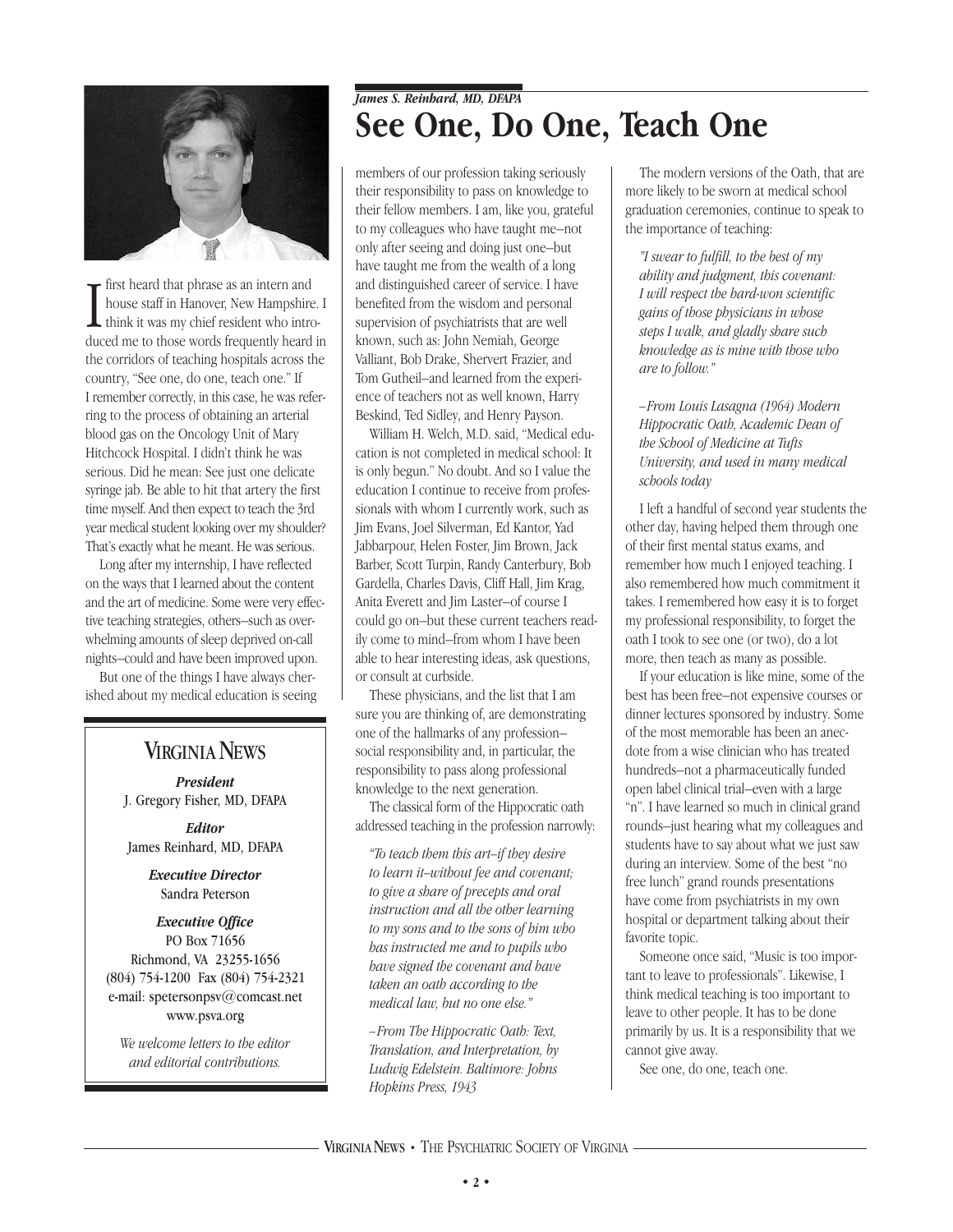*James S. Reinhard, MD, DFAPA*

# See One, Do One, Teach One

I first heard that phrase as an intern and house staff in Hanover, New Hampshire. I think it was my chief resident who introduced me to those words frequently heard in the corridors of teaching hospitals across the country, "See one, do one, teach one." If I remember correctly, in this case, he was referring to the process of obtaining an arterial blood gas on the Oncology Unit of Mary Hitchcock Hospital. I didn't think he was serious. Did he mean: See just one delicate syringe jab. Be able to hit that artery the first time myself. And then expect to teach the 3rd year medical student looking over my shoulder? That's exactly what he meant. He was serious.

Long after my internship, I have reflected on the ways that I learned about the content and the art of medicine. Some were very effective teaching strategies, others–such as overwhelming amounts of sleep deprived on-call nights–could and have been improved upon.

But one of the things I have always cherished about my medical education is seeing members of our profession taking seriously their responsibility to pass on knowledge to their fellow members. I am, like you, grateful to my colleagues who have taught me–not only after seeing and doing just one–but have taught me from the wealth of a long and distinguished career of service. I have benefited from the wisdom and personal supervision of psychiatrists that are well known, such as: John Nemiah, George Valliant, Bob Drake, Shervert Frazier, and Tom Gutheil–and learned from the experience of teachers not as well known, Harry Beskind, Ted Sidley, and Henry Payson.

William H. Welch, M.D. said, "Medical education is not completed in medical school: It is only begun." No doubt. And so I value the education I continue to receive from professionals with whom I currently work, such as Jim Evans, Joel Silverman, Ed Kantor, Yad Jabbarpour, Helen Foster, Jim Brown, Jack Barber, Scott Turpin, Randy Canterbury, Bob Gardella, Charles Davis, Cliff Hall, Jim Krag, Anita Everett and Jim Laster–of course I could go on–but these current teachers readily come to mind–from whom I have been able to hear interesting ideas, ask questions, or consult at curbside.

These physicians, and the list that I am sure you are thinking of, are demonstrating one of the hallmarks of any profession–social responsibility and, in particular, the responsibility to pass along professional knowledge to the next generation.

The classical form of the Hippocratic oath addressed teaching in the profession narrowly:

> *"To teach them this art–if they desire to learn it–without fee and covenant; to give a share of precepts and oral instruction and all the other learning to my sons and to the sons of him who has instructed me and to pupils who have signed the covenant and have taken an oath according to the medical law, but no one else."*
>
> *–From The Hippocratic Oath: Text, Translation, and Interpretation, by Ludwig Edelstein. Baltimore: Johns Hopkins Press, 1943*

The modern versions of the Oath, that are more likely to be sworn at medical school graduation ceremonies, continue to speak to the importance of teaching:

> *"I swear to fulfill, to the best of my ability and judgment, this covenant: I will respect the hard-won scientific gains of those physicians in whose steps I walk, and gladly share such knowledge as is mine with those who are to follow."*
>
> *–From Louis Lasagna (1964) Modern Hippocratic Oath, Academic Dean of the School of Medicine at Tufts University, and used in many medical schools today*

I left a handful of second year students the other day, having helped them through one of their first mental status exams, and remember how much I enjoyed teaching. I also remembered how much commitment it takes. I remembered how easy it is to forget my professional responsibility, to forget the oath I took to see one (or two), do a lot more, then teach as many as possible.

If your education is like mine, some of the best has been free–not expensive courses or dinner lectures sponsored by industry. Some of the most memorable has been an anecdote from a wise clinician who has treated hundreds–not a pharmaceutically funded open label clinical trial–even with a large "n". I have learned so much in clinical grand rounds–just hearing what my colleagues and students have to say about what we just saw during an interview. Some of the best "no free lunch" grand rounds presentations have come from psychiatrists in my own hospital or department talking about their favorite topic.

Someone once said, "Music is too important to leave to professionals". Likewise, I think medical teaching is too important to leave to other people. It has to be done primarily by us. It is a responsibility that we cannot give away.

See one, do one, teach one.

---

## VIRGINIA NEWS

***President***
J. Gregory Fisher, MD, DFAPA

***Editor***
James Reinhard, MD, DFAPA

***Executive Director***
Sandra Peterson

***Executive Office***
PO Box 71656
Richmond, VA 23255-1656
(804) 754-1200 Fax (804) 754-2321
e-mail: spetersonpsv@comcast.net
www.psva.org

*We welcome letters to the editor and editorial contributions.*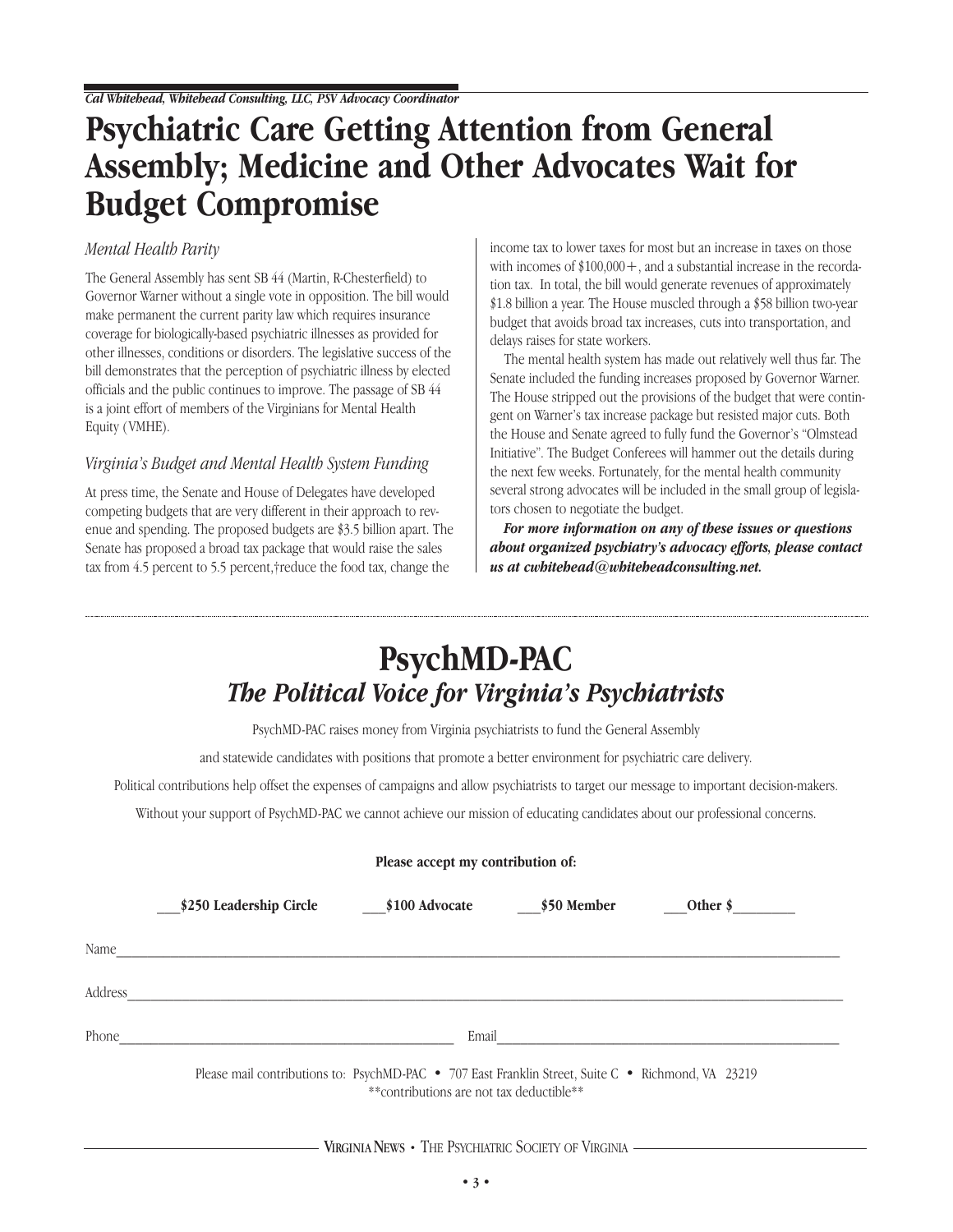*Cal Whitehead, Whitehead Consulting, LLC, PSV Advocacy Coordinator*

# Psychiatric Care Getting Attention from General Assembly; Medicine and Other Advocates Wait for Budget Compromise

### *Mental Health Parity*

The General Assembly has sent SB 44 (Martin, R-Chesterfield) to Governor Warner without a single vote in opposition. The bill would make permanent the current parity law which requires insurance coverage for biologically-based psychiatric illnesses as provided for other illnesses, conditions or disorders. The legislative success of the bill demonstrates that the perception of psychiatric illness by elected officials and the public continues to improve. The passage of SB 44 is a joint effort of members of the Virginians for Mental Health Equity (VMHE).

### *Virginia's Budget and Mental Health System Funding*

At press time, the Senate and House of Delegates have developed competing budgets that are very different in their approach to revenue and spending. The proposed budgets are $3.5 billion apart. The Senate has proposed a broad tax package that would raise the sales tax from 4.5 percent to 5.5 percent,†reduce the food tax, change the income tax to lower taxes for most but an increase in taxes on those with incomes of $100,000+, and a substantial increase in the recordation tax. In total, the bill would generate revenues of approximately $1.8 billion a year. The House muscled through a $58 billion two-year budget that avoids broad tax increases, cuts into transportation, and delays raises for state workers.

The mental health system has made out relatively well thus far. The Senate included the funding increases proposed by Governor Warner. The House stripped out the provisions of the budget that were contingent on Warner's tax increase package but resisted major cuts. Both the House and Senate agreed to fully fund the Governor's "Olmstead Initiative". The Budget Conferees will hammer out the details during the next few weeks. Fortunately, for the mental health community several strong advocates will be included in the small group of legislators chosen to negotiate the budget.

***For more information on any of these issues or questions about organized psychiatry's advocacy efforts, please contact us at cwhitehead@whiteheadconsulting.net.***

---

# PsychMD-PAC

## *The Political Voice for Virginia's Psychiatrists*

PsychMD-PAC raises money from Virginia psychiatrists to fund the General Assembly and statewide candidates with positions that promote a better environment for psychiatric care delivery.

Political contributions help offset the expenses of campaigns and allow psychiatrists to target our message to important decision-makers.

Without your support of PsychMD-PAC we cannot achieve our mission of educating candidates about our professional concerns.

**Please accept my contribution of:**

**___$250 Leadership Circle** **___$100 Advocate** **___$50 Member** **___Other $________**

Name________________________________________________

Address______________________________________________

Phone______________________ Email______________________

Please mail contributions to: PsychMD-PAC • 707 East Franklin Street, Suite C • Richmond, VA 23219

**contributions are not tax deductible**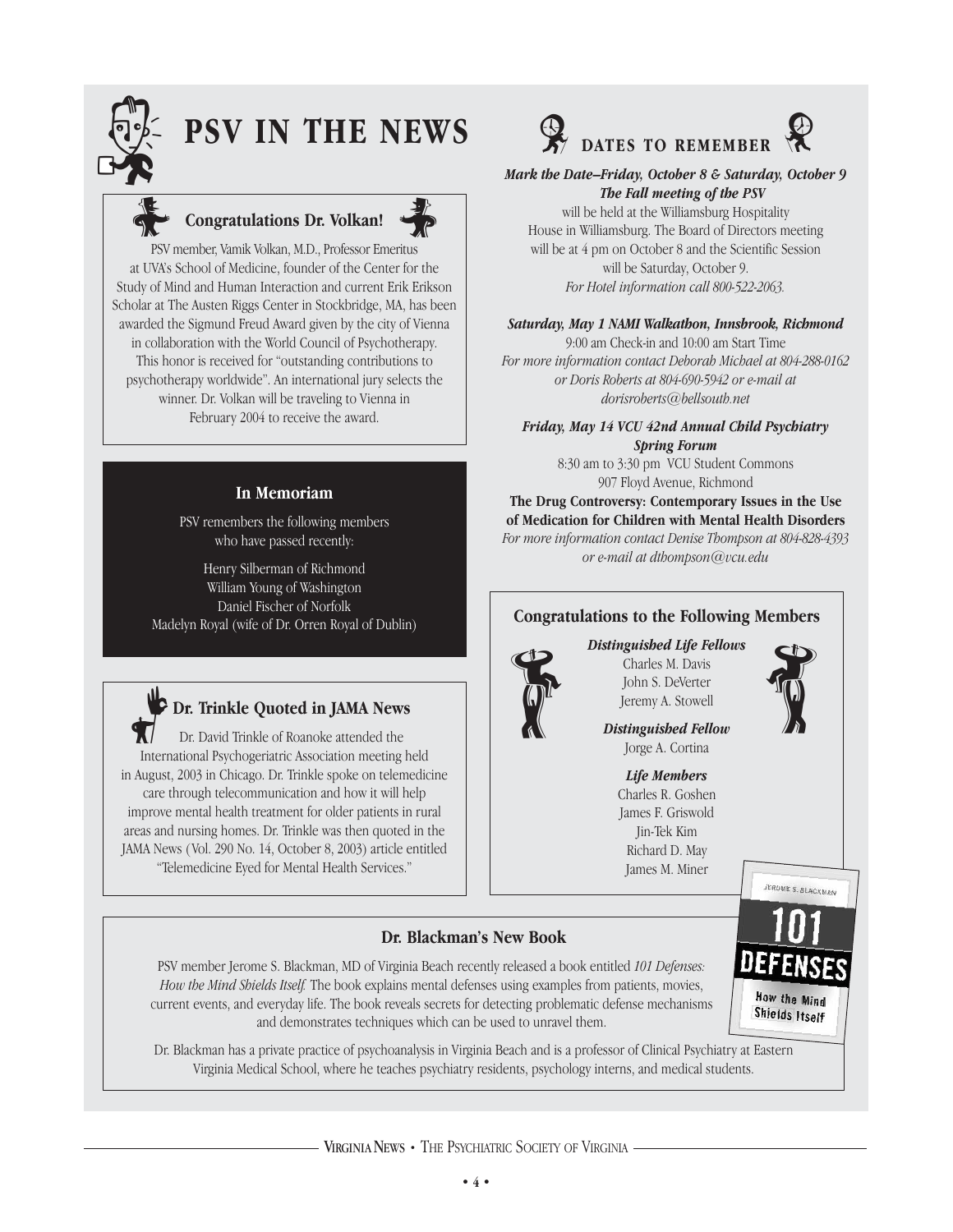# PSV IN THE NEWS

## Congratulations Dr. Volkan!

PSV member, Vamik Volkan, M.D., Professor Emeritus at UVA's School of Medicine, founder of the Center for the Study of Mind and Human Interaction and current Erik Erikson Scholar at The Austen Riggs Center in Stockbridge, MA, has been awarded the Sigmund Freud Award given by the city of Vienna in collaboration with the World Council of Psychotherapy. This honor is received for "outstanding contributions to psychotherapy worldwide". An international jury selects the winner. Dr. Volkan will be traveling to Vienna in February 2004 to receive the award.

## In Memoriam

PSV remembers the following members who have passed recently:

Henry Silberman of Richmond
William Young of Washington
Daniel Fischer of Norfolk
Madelyn Royal (wife of Dr. Orren Royal of Dublin)

## Dr. Trinkle Quoted in JAMA News

Dr. David Trinkle of Roanoke attended the International Psychogeriatric Association meeting held in August, 2003 in Chicago. Dr. Trinkle spoke on telemedicine care through telecommunication and how it will help improve mental health treatment for older patients in rural areas and nursing homes. Dr. Trinkle was then quoted in the JAMA News (Vol. 290 No. 14, October 8, 2003) article entitled "Telemedicine Eyed for Mental Health Services."

# DATES TO REMEMBER

***Mark the Date–Friday, October 8 & Saturday, October 9***
***The Fall meeting of the PSV***
will be held at the Williamsburg Hospitality House in Williamsburg. The Board of Directors meeting will be at 4 pm on October 8 and the Scientific Session will be Saturday, October 9.
*For Hotel information call 800-522-2063.*

***Saturday, May 1 NAMI Walkathon, Innsbrook, Richmond***
9:00 am Check-in and 10:00 am Start Time
*For more information contact Deborah Michael at 804-288-0162 or Doris Roberts at 804-690-5942 or e-mail at dorisroberts@bellsouth.net*

***Friday, May 14 VCU 42nd Annual Child Psychiatry Spring Forum***
8:30 am to 3:30 pm VCU Student Commons
907 Floyd Avenue, Richmond
**The Drug Controversy: Contemporary Issues in the Use of Medication for Children with Mental Health Disorders**
*For more information contact Denise Thompson at 804-828-4393 or e-mail at dthompson@vcu.edu*

## Congratulations to the Following Members

***Distinguished Life Fellows***
Charles M. Davis
John S. DeVerter
Jeremy A. Stowell

***Distinguished Fellow***
Jorge A. Cortina

***Life Members***
Charles R. Goshen
James F. Griswold
Jin-Tek Kim
Richard D. May
James M. Miner

## Dr. Blackman's New Book

PSV member Jerome S. Blackman, MD of Virginia Beach recently released a book entitled *101 Defenses: How the Mind Shields Itself.* The book explains mental defenses using examples from patients, movies, current events, and everyday life. The book reveals secrets for detecting problematic defense mechanisms and demonstrates techniques which can be used to unravel them.

Dr. Blackman has a private practice of psychoanalysis in Virginia Beach and is a professor of Clinical Psychiatry at Eastern Virginia Medical School, where he teaches psychiatry residents, psychology interns, and medical students.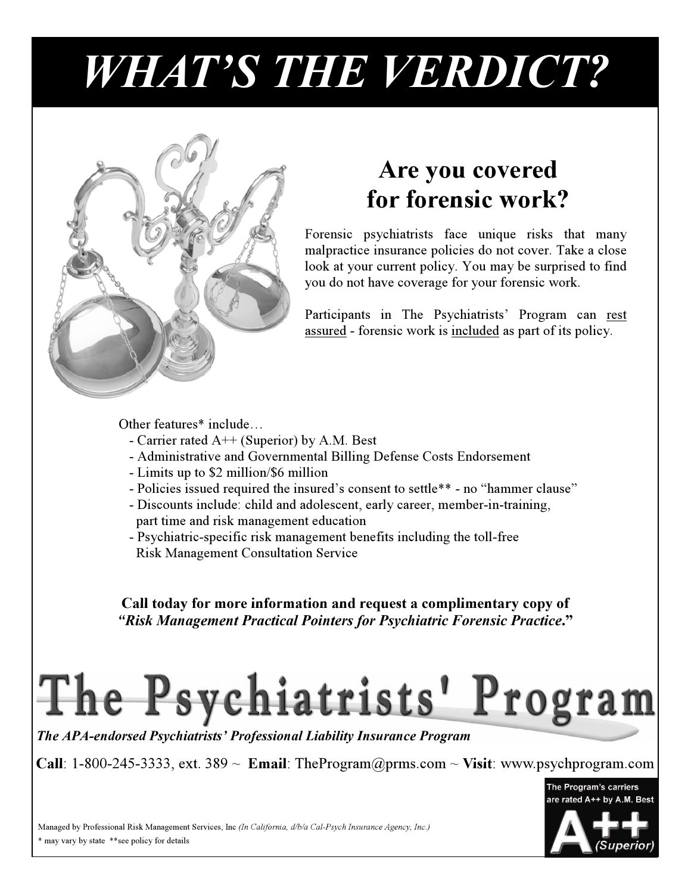# *WHAT'S THE VERDICT?*

## Are you covered for forensic work?

Forensic psychiatrists face unique risks that many malpractice insurance policies do not cover. Take a close look at your current policy. You may be surprised to find you do not have coverage for your forensic work.

Participants in The Psychiatrists' Program can <u>rest assured</u> - forensic work is <u>included</u> as part of its policy.

Other features* include…

- Carrier rated A++ (Superior) by A.M. Best
- Administrative and Governmental Billing Defense Costs Endorsement
- Limits up to $2 million/$6 million
- Policies issued required the insured's consent to settle** - no "hammer clause"
- Discounts include: child and adolescent, early career, member-in-training, part time and risk management education
- Psychiatric-specific risk management benefits including the toll-free Risk Management Consultation Service

**Call today for more information and request a complimentary copy of *"Risk Management Practical Pointers for Psychiatric Forensic Practice."***

# The Psychiatrists' Program

***The APA-endorsed Psychiatrists' Professional Liability Insurance Program***

**Call**: 1-800-245-3333, ext. 389 ~ **Email**: TheProgram@prms.com ~ **Visit**: www.psychprogram.com

The Program's carriers are rated A++ by A.M. Best

A++ *(Superior)*

Managed by Professional Risk Management Services, Inc *(In California, d/b/a Cal-Psych Insurance Agency, Inc.)*

\* may vary by state \*\*see policy for details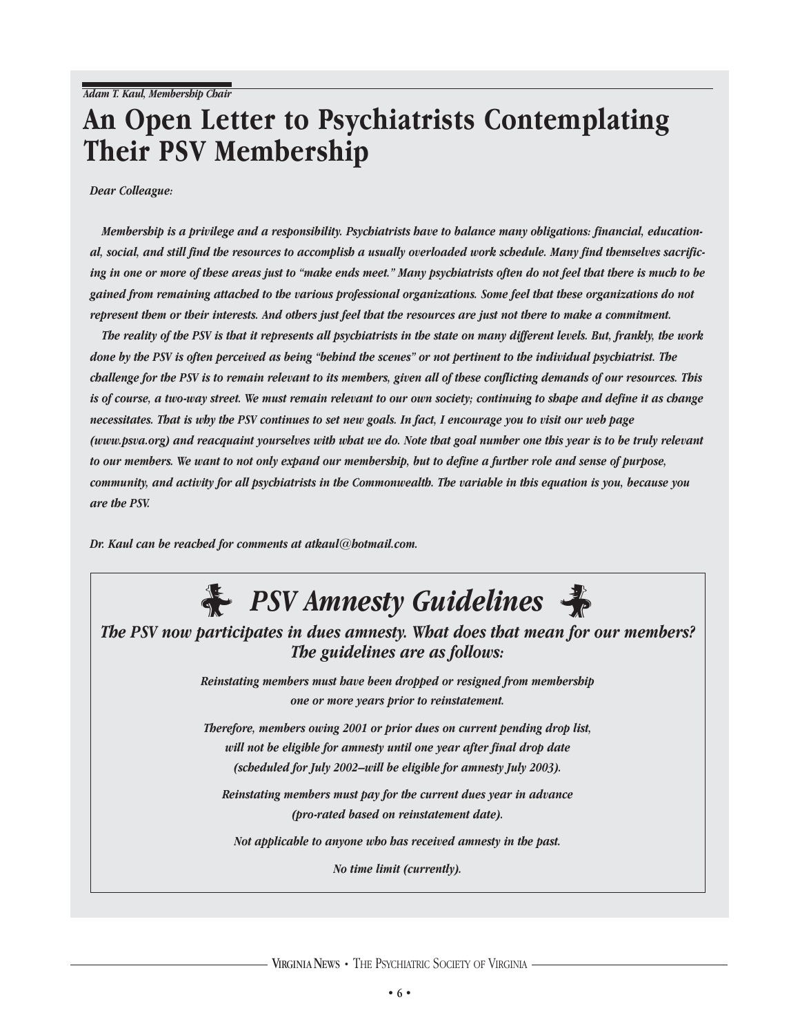*Adam T. Kaul, Membership Chair*

# An Open Letter to Psychiatrists Contemplating Their PSV Membership

*Dear Colleague:*

*Membership is a privilege and a responsibility. Psychiatrists have to balance many obligations: financial, educational, social, and still find the resources to accomplish a usually overloaded work schedule. Many find themselves sacrificing in one or more of these areas just to "make ends meet." Many psychiatrists often do not feel that there is much to be gained from remaining attached to the various professional organizations. Some feel that these organizations do not represent them or their interests. And others just feel that the resources are just not there to make a commitment.*

*The reality of the PSV is that it represents all psychiatrists in the state on many different levels. But, frankly, the work done by the PSV is often perceived as being "behind the scenes" or not pertinent to the individual psychiatrist. The challenge for the PSV is to remain relevant to its members, given all of these conflicting demands of our resources. This is of course, a two-way street. We must remain relevant to our own society; continuing to shape and define it as change necessitates. That is why the PSV continues to set new goals. In fact, I encourage you to visit our web page (www.psva.org) and reacquaint yourselves with what we do. Note that goal number one this year is to be truly relevant to our members. We want to not only expand our membership, but to define a further role and sense of purpose, community, and activity for all psychiatrists in the Commonwealth. The variable in this equation is you, because you are the PSV.*

*Dr. Kaul can be reached for comments at atkaul@hotmail.com.*

## *PSV Amnesty Guidelines*

***The PSV now participates in dues amnesty. What does that mean for our members? The guidelines are as follows:***

*Reinstating members must have been dropped or resigned from membership one or more years prior to reinstatement.*

*Therefore, members owing 2001 or prior dues on current pending drop list, will not be eligible for amnesty until one year after final drop date (scheduled for July 2002–will be eligible for amnesty July 2003).*

*Reinstating members must pay for the current dues year in advance (pro-rated based on reinstatement date).*

*Not applicable to anyone who has received amnesty in the past.*

*No time limit (currently).*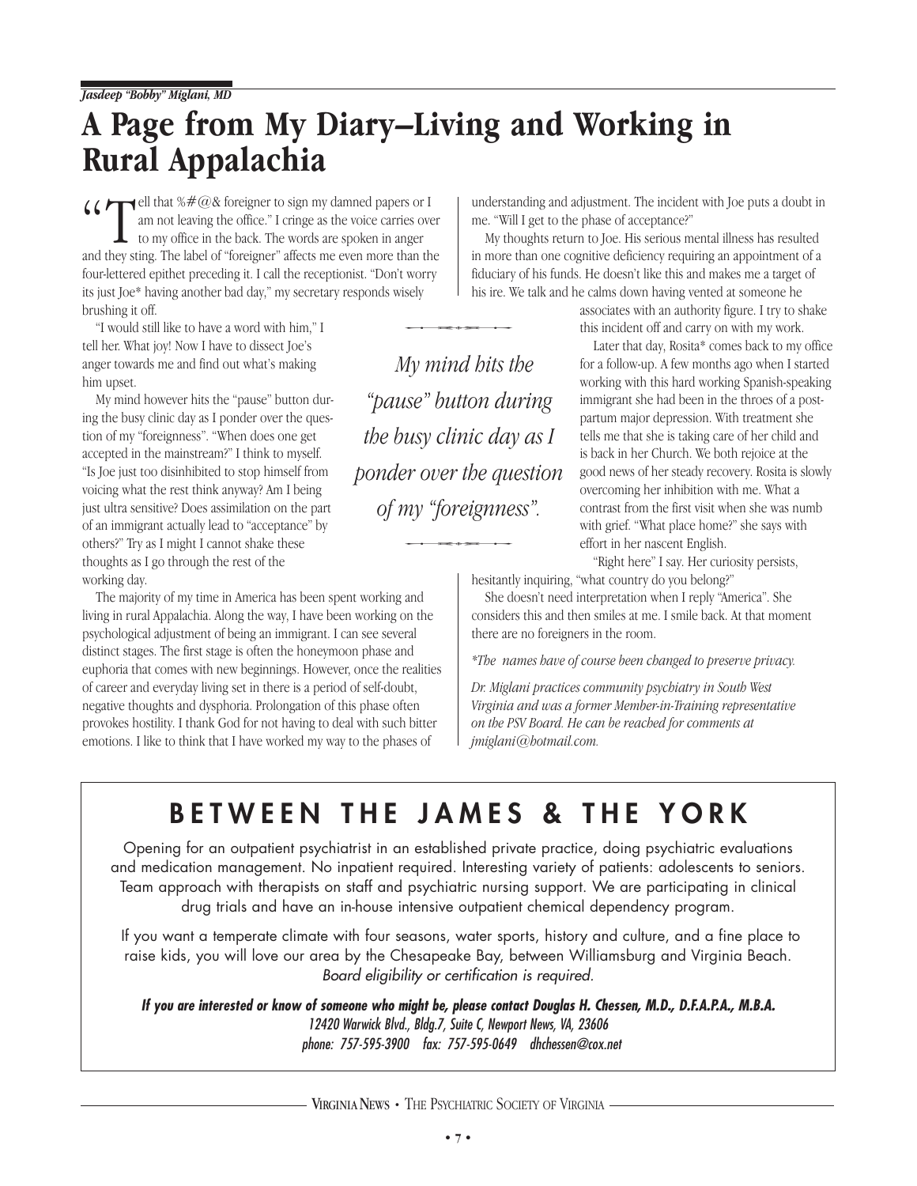*Jasdeep "Bobby" Miglani, MD*

# A Page from My Diary–Living and Working in Rural Appalachia

"Tell that %#@& foreigner to sign my damned papers or I am not leaving the office." I cringe as the voice carries over to my office in the back. The words are spoken in anger and they sting. The label of "foreigner" affects me even more than the four-lettered epithet preceding it. I call the receptionist. "Don't worry its just Joe* having another bad day," my secretary responds wisely brushing it off.

"I would still like to have a word with him," I tell her. What joy! Now I have to dissect Joe's anger towards me and find out what's making him upset.

My mind however hits the "pause" button during the busy clinic day as I ponder over the question of my "foreignness". "When does one get accepted in the mainstream?" I think to myself. "Is Joe just too disinhibited to stop himself from voicing what the rest think anyway? Am I being just ultra sensitive? Does assimilation on the part of an immigrant actually lead to "acceptance" by others?" Try as I might I cannot shake these thoughts as I go through the rest of the working day.

*My mind hits the "pause" button during the busy clinic day as I ponder over the question of my "foreignness".*

The majority of my time in America has been spent working and living in rural Appalachia. Along the way, I have been working on the psychological adjustment of being an immigrant. I can see several distinct stages. The first stage is often the honeymoon phase and euphoria that comes with new beginnings. However, once the realities of career and everyday living set in there is a period of self-doubt, negative thoughts and dysphoria. Prolongation of this phase often provokes hostility. I thank God for not having to deal with such bitter emotions. I like to think that I have worked my way to the phases of understanding and adjustment. The incident with Joe puts a doubt in me. "Will I get to the phase of acceptance?"

My thoughts return to Joe. His serious mental illness has resulted in more than one cognitive deficiency requiring an appointment of a fiduciary of his funds. He doesn't like this and makes me a target of his ire. We talk and he calms down having vented at someone he associates with an authority figure. I try to shake this incident off and carry on with my work.

Later that day, Rosita* comes back to my office for a follow-up. A few months ago when I started working with this hard working Spanish-speaking immigrant she had been in the throes of a post-partum major depression. With treatment she tells me that she is taking care of her child and is back in her Church. We both rejoice at the good news of her steady recovery. Rosita is slowly overcoming her inhibition with me. What a contrast from the first visit when she was numb with grief. "What place home?" she says with effort in her nascent English.

"Right here" I say. Her curiosity persists, hesitantly inquiring, "what country do you belong?"

She doesn't need interpretation when I reply "America". She considers this and then smiles at me. I smile back. At that moment there are no foreigners in the room.

*\*The names have of course been changed to preserve privacy.*

*Dr. Miglani practices community psychiatry in South West Virginia and was a former Member-in-Training representative on the PSV Board. He can be reached for comments at jmiglani@hotmail.com.*

---

## BETWEEN THE JAMES & THE YORK

Opening for an outpatient psychiatrist in an established private practice, doing psychiatric evaluations and medication management. No inpatient required. Interesting variety of patients: adolescents to seniors. Team approach with therapists on staff and psychiatric nursing support. We are participating in clinical drug trials and have an in-house intensive outpatient chemical dependency program.

If you want a temperate climate with four seasons, water sports, history and culture, and a fine place to raise kids, you will love our area by the Chesapeake Bay, between Williamsburg and Virginia Beach. *Board eligibility or certification is required.*

***If you are interested or know of someone who might be, please contact Douglas H. Chessen, M.D., D.F.A.P.A., M.B.A.***
*12420 Warwick Blvd., Bldg.7, Suite C, Newport News, VA, 23606*
*phone: 757-595-3900 fax: 757-595-0649 dhchessen@cox.net*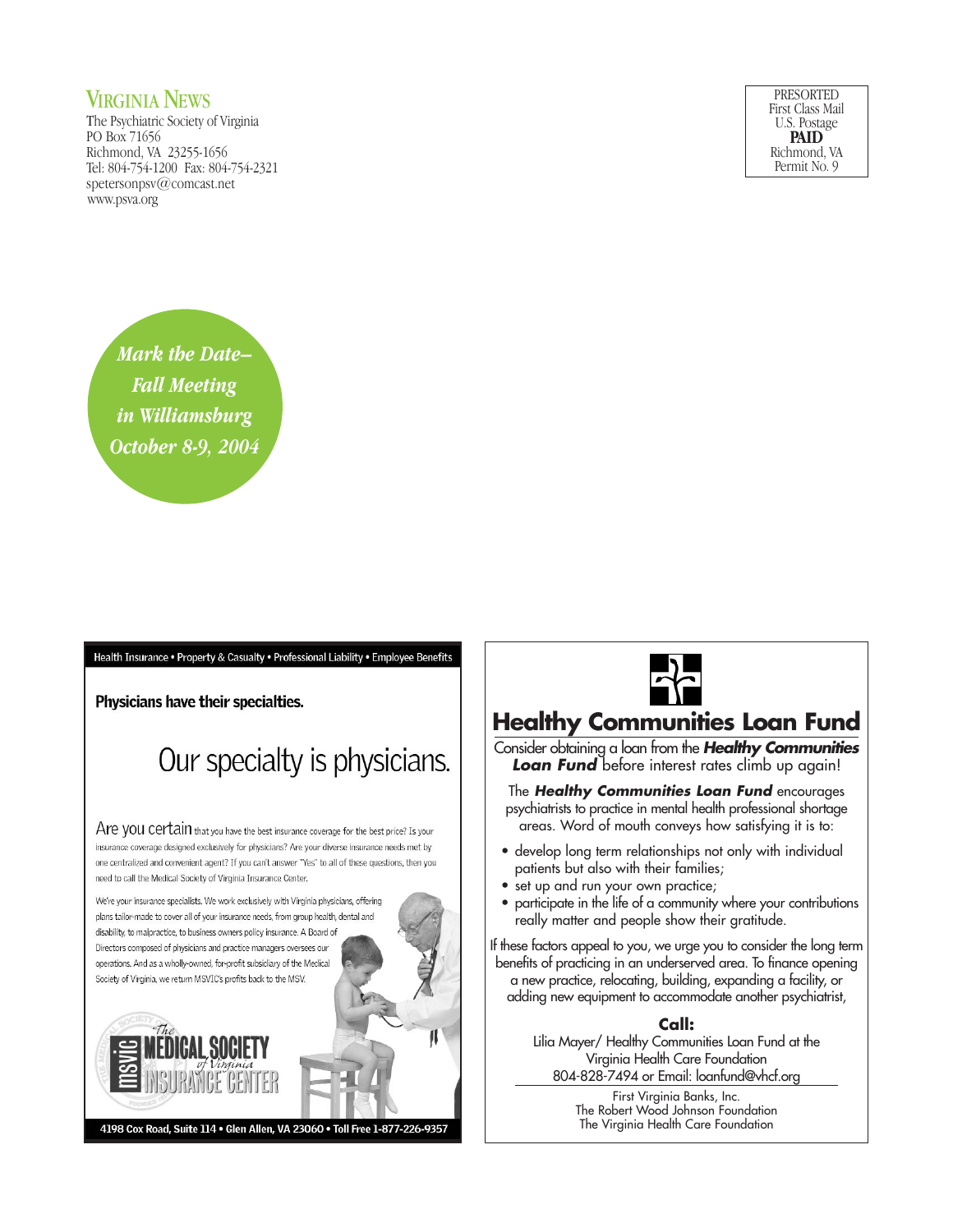# VIRGINIA NEWS

The Psychiatric Society of Virginia
PO Box 71656
Richmond, VA 23255-1656
Tel: 804-754-1200 Fax: 804-754-2321
spetersonpsv@comcast.net
www.psva.org

PRESORTED
First Class Mail
U.S. Postage
**PAID**
Richmond, VA
Permit No. 9

***Mark the Date–***
***Fall Meeting***
***in Williamsburg***
***October 8-9, 2004***

Health Insurance • Property & Casualty • Professional Liability • Employee Benefits

**Physicians have their specialties.**

## Our specialty is physicians.

Are you certain that you have the best insurance coverage for the best price? Is your insurance coverage designed exclusively for physicians? Are your diverse insurance needs met by one centralized and convenient agent? If you can't answer "Yes" to all of these questions, then you need to call the Medical Society of Virginia Insurance Center.

We're your insurance specialists. We work exclusively with Virginia physicians, offering plans tailor-made to cover all of your insurance needs, from group health, dental and disability, to malpractice, to business owners policy insurance. A Board of Directors composed of physicians and practice managers oversees our operations. And as a wholly-owned, for-profit subsidiary of the Medical Society of Virginia, we return MSVIC's profits back to the MSV.

msvic The MEDICAL SOCIETY of Virginia INSURANCE CENTER

4198 Cox Road, Suite 114 • Glen Allen, VA 23060 • Toll Free 1-877-226-9357

## Healthy Communities Loan Fund

Consider obtaining a loan from the ***Healthy Communities Loan Fund*** before interest rates climb up again!

The ***Healthy Communities Loan Fund*** encourages psychiatrists to practice in mental health professional shortage areas. Word of mouth conveys how satisfying it is to:

- develop long term relationships not only with individual patients but also with their families;
- set up and run your own practice;
- participate in the life of a community where your contributions really matter and people show their gratitude.

If these factors appeal to you, we urge you to consider the long term benefits of practicing in an underserved area. To finance opening a new practice, relocating, building, expanding a facility, or adding new equipment to accommodate another psychiatrist,

**Call:**

Lilia Mayer/ Healthy Communities Loan Fund at the Virginia Health Care Foundation
804-828-7494 or Email: loanfund@vhcf.org

First Virginia Banks, Inc.
The Robert Wood Johnson Foundation
The Virginia Health Care Foundation